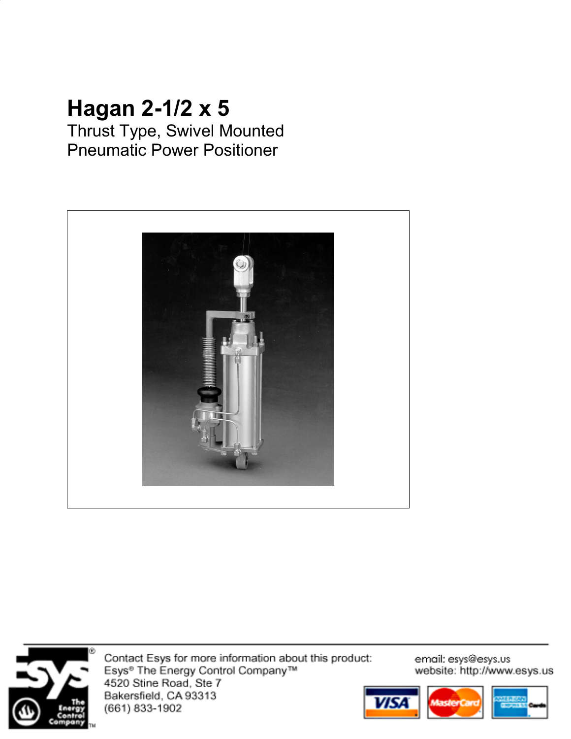# Hagan 2-1/2 x 5

Thrust Type, Swivel Mounted
Pneumatic Power Positioner

Contact Esys for more information about this product:
Esys® The Energy Control Company™
4520 Stine Road, Ste 7
Bakersfield, CA 93313
(661) 833-1902

email: esys@esys.us
website: http://www.esys.us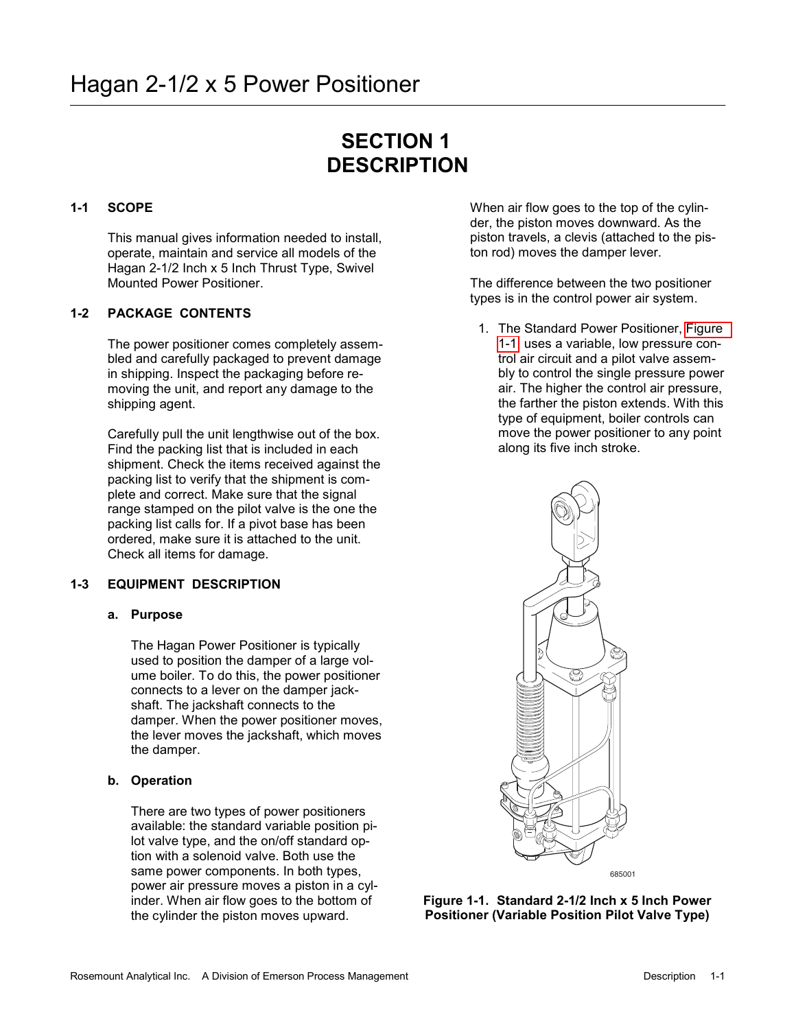# Hagan 2-1/2 x 5 Power Positioner

## SECTION 1 DESCRIPTION

### 1-1 SCOPE

This manual gives information needed to install, operate, maintain and service all models of the Hagan 2-1/2 Inch x 5 Inch Thrust Type, Swivel Mounted Power Positioner.

### 1-2 PACKAGE CONTENTS

The power positioner comes completely assembled and carefully packaged to prevent damage in shipping. Inspect the packaging before removing the unit, and report any damage to the shipping agent.

Carefully pull the unit lengthwise out of the box. Find the packing list that is included in each shipment. Check the items received against the packing list to verify that the shipment is complete and correct. Make sure that the signal range stamped on the pilot valve is the one the packing list calls for. If a pivot base has been ordered, make sure it is attached to the unit. Check all items for damage.

### 1-3 EQUIPMENT DESCRIPTION

#### a. Purpose

The Hagan Power Positioner is typically used to position the damper of a large volume boiler. To do this, the power positioner connects to a lever on the damper jackshaft. The jackshaft connects to the damper. When the power positioner moves, the lever moves the jackshaft, which moves the damper.

#### b. Operation

There are two types of power positioners available: the standard variable position pilot valve type, and the on/off standard option with a solenoid valve. Both use the same power components. In both types, power air pressure moves a piston in a cylinder. When air flow goes to the bottom of the cylinder the piston moves upward.

When air flow goes to the top of the cylinder, the piston moves downward. As the piston travels, a clevis (attached to the piston rod) moves the damper lever.

The difference between the two positioner types is in the control power air system.

1. The Standard Power Positioner, Figure 1-1, uses a variable, low pressure control air circuit and a pilot valve assembly to control the single pressure power air. The higher the control air pressure, the farther the piston extends. With this type of equipment, boiler controls can move the power positioner to any point along its five inch stroke.

685001

**Figure 1-1. Standard 2-1/2 Inch x 5 Inch Power Positioner (Variable Position Pilot Valve Type)**